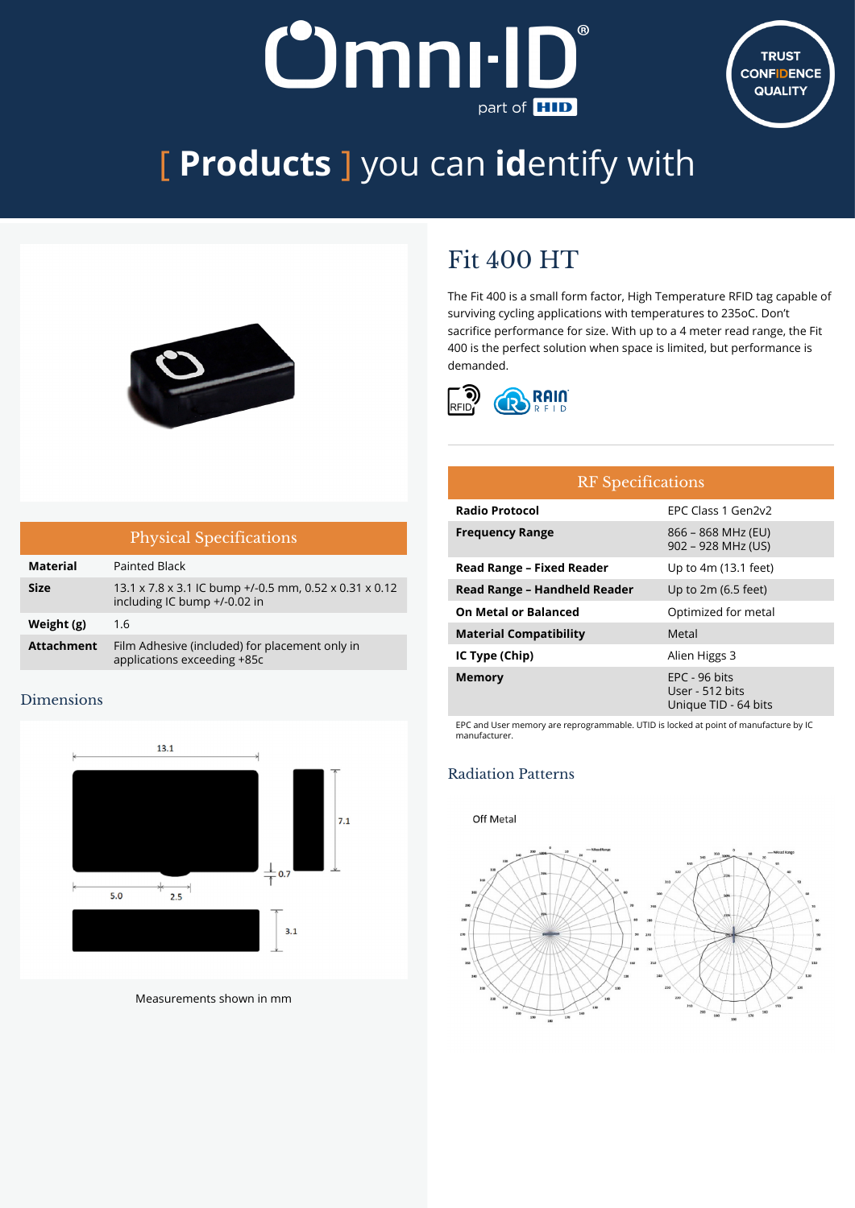# [ Products ] you can identify with

## Fit 400 HT

The Fit 400 is a small form factor, High Temperature RFID tag capable of surviving cycling applications with temperatures to 235oC. Don't sacrifice performance for size. With up to a 4 meter read range, the Fit 400 is the perfect solution when space is limited, but performance is demanded.

### Physical Specifications

| Physical Specifications | |
|---|---|
| **Material** | Painted Black |
| **Size** | 13.1 x 7.8 x 3.1 IC bump +/-0.5 mm, 0.52 x 0.31 x 0.12 including IC bump +/-0.02 in |
| **Weight (g)** | 1.6 |
| **Attachment** | Film Adhesive (included) for placement only in applications exceeding +85c |

### Dimensions

Measurements shown in mm

### RF Specifications

| RF Specifications | |
|---|---|
| **Radio Protocol** | EPC Class 1 Gen2v2 |
| **Frequency Range** | 866 – 868 MHz (EU)<br>902 – 928 MHz (US) |
| **Read Range – Fixed Reader** | Up to 4m (13.1 feet) |
| **Read Range – Handheld Reader** | Up to 2m (6.5 feet) |
| **On Metal or Balanced** | Optimized for metal |
| **Material Compatibility** | Metal |
| **IC Type (Chip)** | Alien Higgs 3 |
| **Memory** | EPC - 96 bits<br>User - 512 bits<br>Unique TID - 64 bits |

EPC and User memory are reprogrammable. UTID is locked at point of manufacture by IC manufacturer.

### Radiation Patterns

Off Metal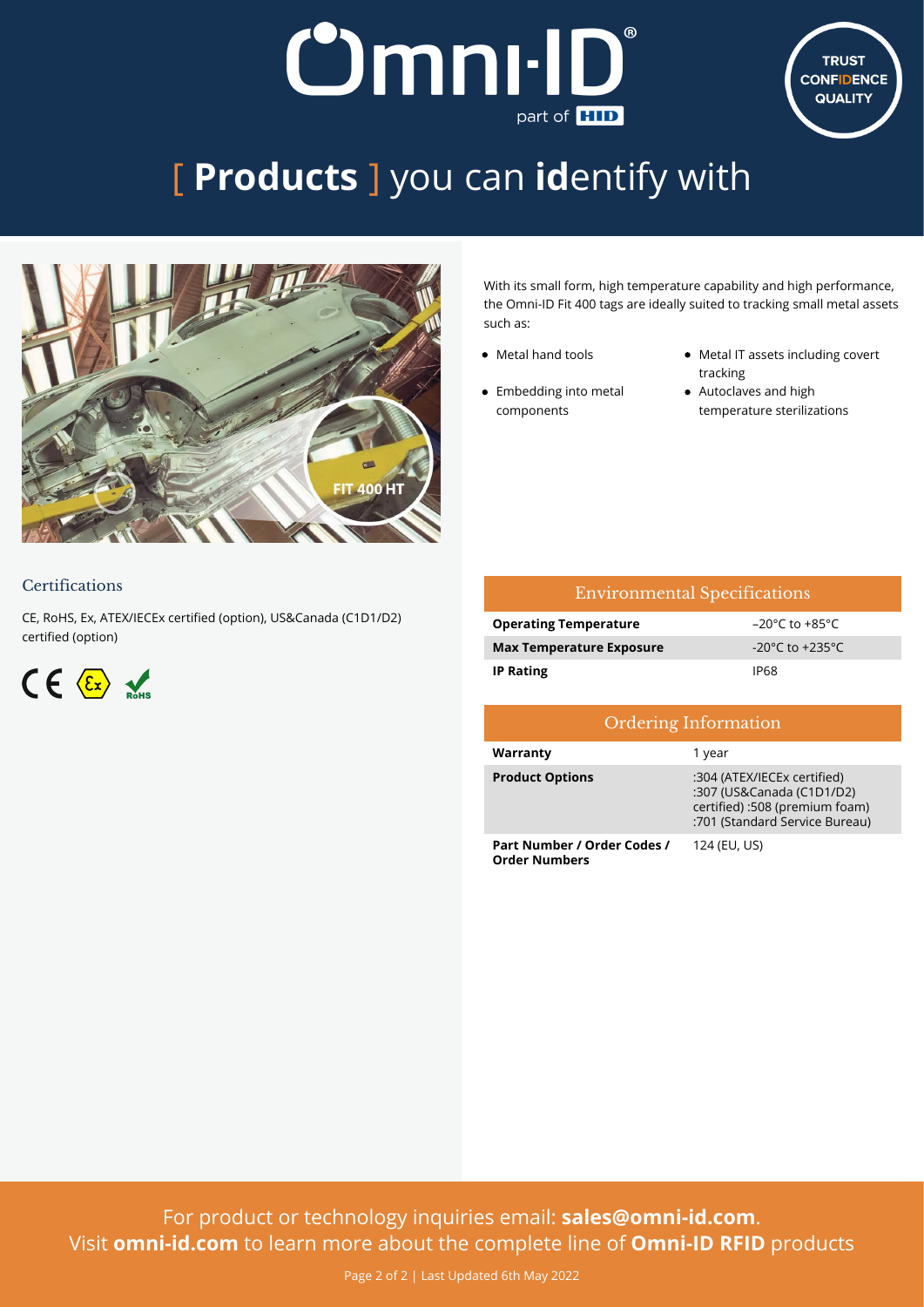# [ **Products** ] you can **id**entify with

With its small form, high temperature capability and high performance, the Omni-ID Fit 400 tags are ideally suited to tracking small metal assets such as:

- Metal hand tools
- Embedding into metal components
- Metal IT assets including covert tracking
- Autoclaves and high temperature sterilizations

## Certifications

CE, RoHS, Ex, ATEX/IECEx certified (option), US&Canada (C1D1/D2) certified (option)

## Environmental Specifications

| | |
|---|---|
| **Operating Temperature** | –20°C to +85°C |
| **Max Temperature Exposure** | -20°C to +235°C |
| **IP Rating** | IP68 |

## Ordering Information

| | |
|---|---|
| **Warranty** | 1 year |
| **Product Options** | :304 (ATEX/IECEx certified) :307 (US&Canada (C1D1/D2) certified) :508 (premium foam) :701 (Standard Service Bureau) |
| **Part Number / Order Codes / Order Numbers** | 124 (EU, US) |

For product or technology inquiries email: **sales@omni-id.com**.
Visit **omni-id.com** to learn more about the complete line of **Omni-ID RFID** products

Last Updated 6th May 2022